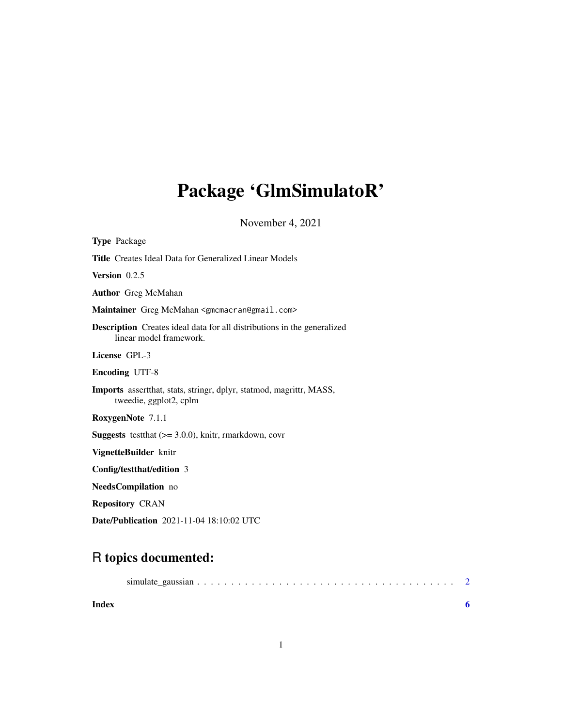# Package 'GlmSimulatoR'

November 4, 2021

**Type** Package

**Title** Creates Ideal Data for Generalized Linear Models

**Version** 0.2.5

**Author** Greg McMahan

**Maintainer** Greg McMahan <gmcmacran@gmail.com>

**Description** Creates ideal data for all distributions in the generalized linear model framework.

**License** GPL-3

**Encoding** UTF-8

**Imports** assertthat, stats, stringr, dplyr, statmod, magrittr, MASS, tweedie, ggplot2, cplm

**RoxygenNote** 7.1.1

**Suggests** testthat (>= 3.0.0), knitr, rmarkdown, covr

**VignetteBuilder** knitr

**Config/testthat/edition** 3

**NeedsCompilation** no

**Repository** CRAN

**Date/Publication** 2021-11-04 18:10:02 UTC

## R topics documented:

simulate_gaussian . . . . . . . . . . . . . . . . . . . . . . . . . . . . . . . . . . . . . . 2

**Index** **6**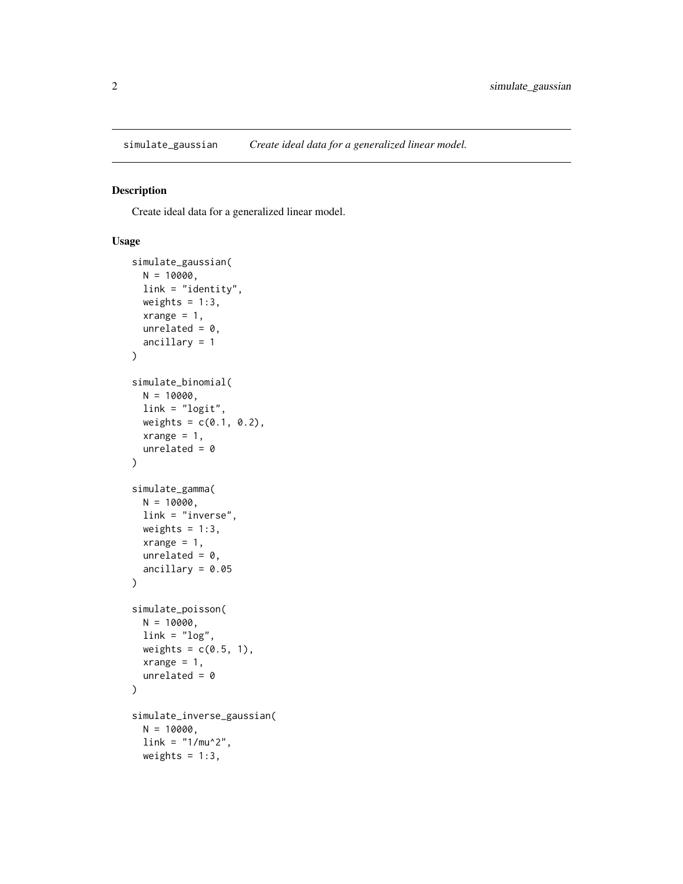`simulate_gaussian` *Create ideal data for a generalized linear model.*

## Description

Create ideal data for a generalized linear model.

## Usage

```
simulate_gaussian(
  N = 10000,
  link = "identity",
  weights = 1:3,
  xrange = 1,
  unrelated = 0,
  ancillary = 1
)

simulate_binomial(
  N = 10000,
  link = "logit",
  weights = c(0.1, 0.2),
  xrange = 1,
  unrelated = 0
)

simulate_gamma(
  N = 10000,
  link = "inverse",
  weights = 1:3,
  xrange = 1,
  unrelated = 0,
  ancillary = 0.05
)

simulate_poisson(
  N = 10000,
  link = "log",
  weights = c(0.5, 1),
  xrange = 1,
  unrelated = 0
)

simulate_inverse_gaussian(
  N = 10000,
  link = "1/mu^2",
  weights = 1:3,
```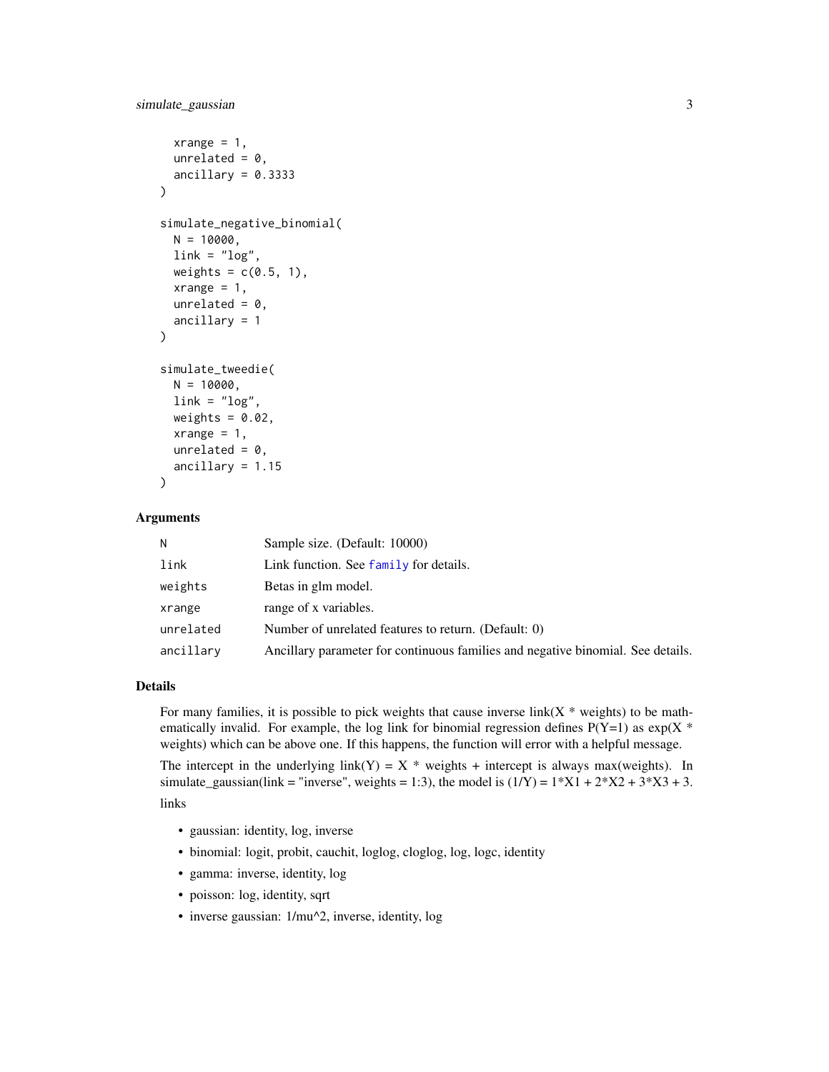```
  xrange = 1,
  unrelated = 0,
  ancillary = 0.3333
)

simulate_negative_binomial(
  N = 10000,
  link = "log",
  weights = c(0.5, 1),
  xrange = 1,
  unrelated = 0,
  ancillary = 1
)

simulate_tweedie(
  N = 10000,
  link = "log",
  weights = 0.02,
  xrange = 1,
  unrelated = 0,
  ancillary = 1.15
)
```

### Arguments

| | |
|---|---|
| N | Sample size. (Default: 10000) |
| link | Link function. See `family` for details. |
| weights | Betas in glm model. |
| xrange | range of x variables. |
| unrelated | Number of unrelated features to return. (Default: 0) |
| ancillary | Ancillary parameter for continuous families and negative binomial. See details. |

### Details

For many families, it is possible to pick weights that cause inverse link(X * weights) to be mathematically invalid. For example, the log link for binomial regression defines P(Y=1) as exp(X * weights) which can be above one. If this happens, the function will error with a helpful message.

The intercept in the underlying link(Y) = X * weights + intercept is always max(weights). In simulate_gaussian(link = "inverse", weights = 1:3), the model is (1/Y) = 1*X1 + 2*X2 + 3*X3 + 3.

links

- gaussian: identity, log, inverse
- binomial: logit, probit, cauchit, loglog, cloglog, log, logc, identity
- gamma: inverse, identity, log
- poisson: log, identity, sqrt
- inverse gaussian: 1/mu^2, inverse, identity, log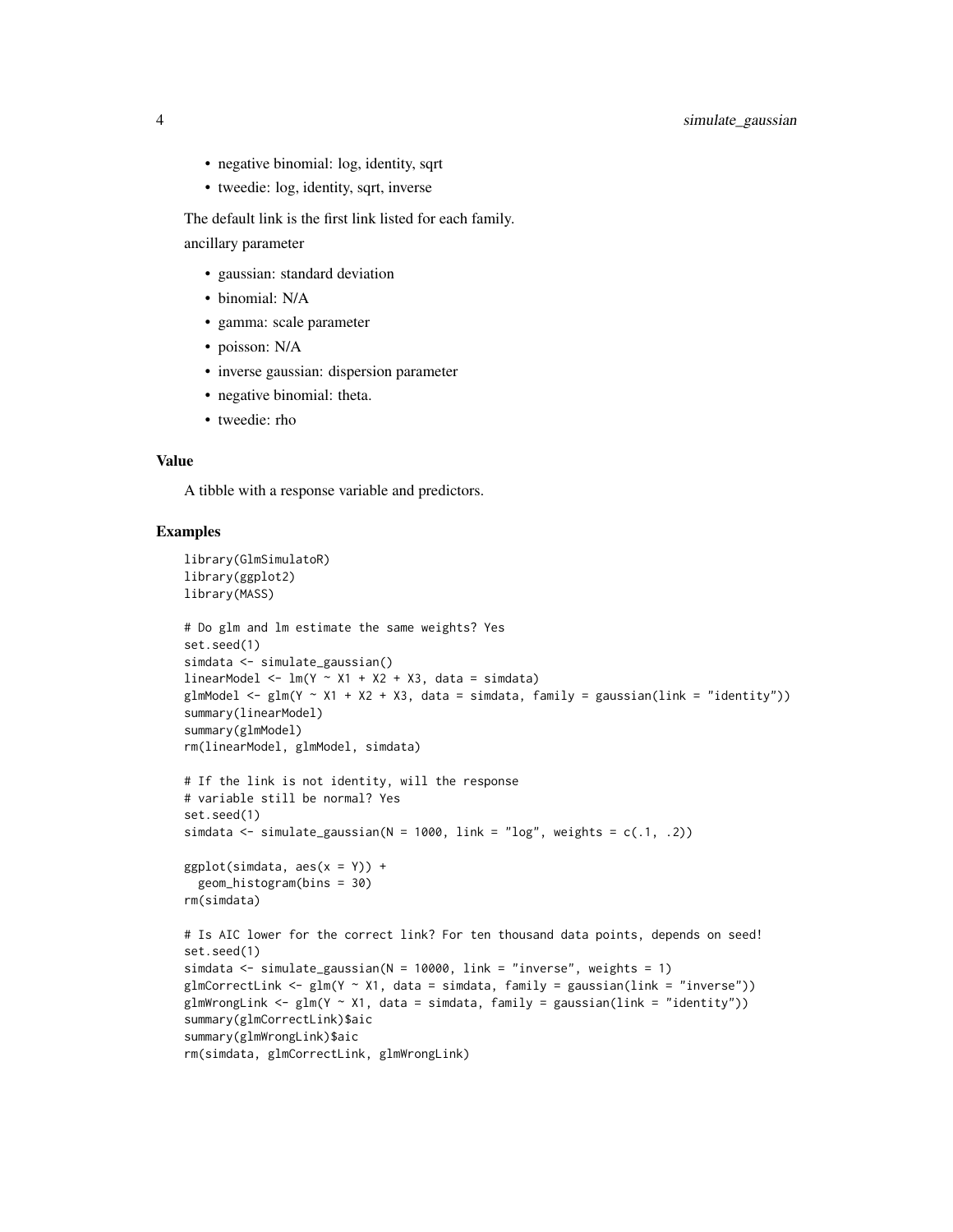- negative binomial: log, identity, sqrt
- tweedie: log, identity, sqrt, inverse

The default link is the first link listed for each family.

ancillary parameter

- gaussian: standard deviation
- binomial: N/A
- gamma: scale parameter
- poisson: N/A
- inverse gaussian: dispersion parameter
- negative binomial: theta.
- tweedie: rho

## Value

A tibble with a response variable and predictors.

## Examples

```
library(GlmSimulatoR)
library(ggplot2)
library(MASS)

# Do glm and lm estimate the same weights? Yes
set.seed(1)
simdata <- simulate_gaussian()
linearModel <- lm(Y ~ X1 + X2 + X3, data = simdata)
glmModel <- glm(Y ~ X1 + X2 + X3, data = simdata, family = gaussian(link = "identity"))
summary(linearModel)
summary(glmModel)
rm(linearModel, glmModel, simdata)

# If the link is not identity, will the response
# variable still be normal? Yes
set.seed(1)
simdata <- simulate_gaussian(N = 1000, link = "log", weights = c(.1, .2))

ggplot(simdata, aes(x = Y)) +
  geom_histogram(bins = 30)
rm(simdata)

# Is AIC lower for the correct link? For ten thousand data points, depends on seed!
set.seed(1)
simdata <- simulate_gaussian(N = 10000, link = "inverse", weights = 1)
glmCorrectLink <- glm(Y ~ X1, data = simdata, family = gaussian(link = "inverse"))
glmWrongLink <- glm(Y ~ X1, data = simdata, family = gaussian(link = "identity"))
summary(glmCorrectLink)$aic
summary(glmWrongLink)$aic
rm(simdata, glmCorrectLink, glmWrongLink)
```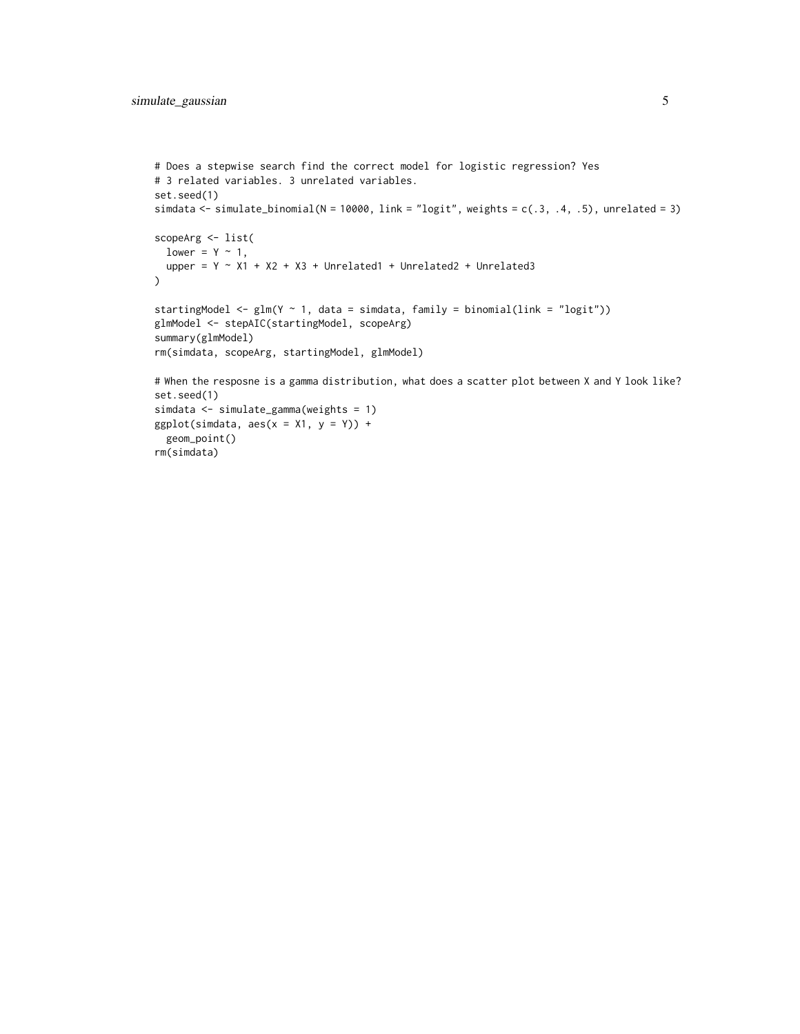```
# Does a stepwise search find the correct model for logistic regression? Yes
# 3 related variables. 3 unrelated variables.
set.seed(1)
simdata <- simulate_binomial(N = 10000, link = "logit", weights = c(.3, .4, .5), unrelated = 3)

scopeArg <- list(
  lower = Y ~ 1,
  upper = Y ~ X1 + X2 + X3 + Unrelated1 + Unrelated2 + Unrelated3
)

startingModel <- glm(Y ~ 1, data = simdata, family = binomial(link = "logit"))
glmModel <- stepAIC(startingModel, scopeArg)
summary(glmModel)
rm(simdata, scopeArg, startingModel, glmModel)

# When the resposne is a gamma distribution, what does a scatter plot between X and Y look like?
set.seed(1)
simdata <- simulate_gamma(weights = 1)
ggplot(simdata, aes(x = X1, y = Y)) +
  geom_point()
rm(simdata)
```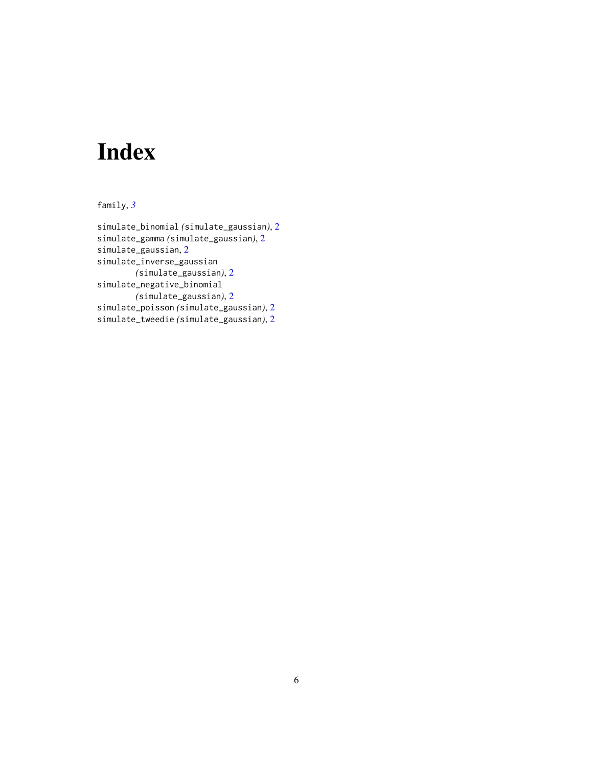# Index

family, *3*

simulate_binomial *(*simulate_gaussian*)*, 2
simulate_gamma *(*simulate_gaussian*)*, 2
simulate_gaussian, 2
simulate_inverse_gaussian
*(*simulate_gaussian*)*, 2
simulate_negative_binomial
*(*simulate_gaussian*)*, 2
simulate_poisson *(*simulate_gaussian*)*, 2
simulate_tweedie *(*simulate_gaussian*)*, 2